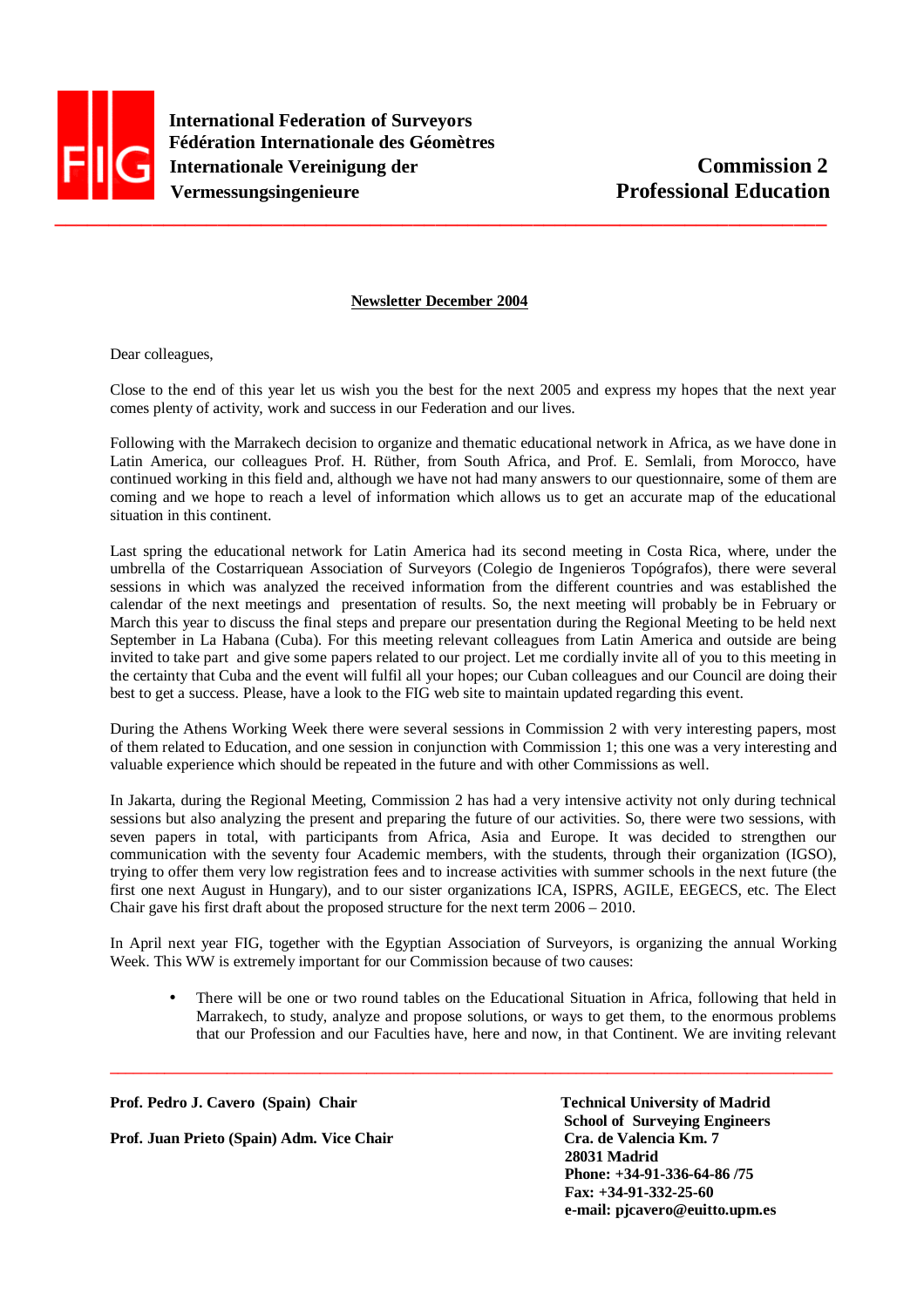**International Federation of Surveyors**
**Fédération Internationale des Géomètres**
**Internationale Vereinigung der Vermessungsingenieure**

**Commission 2**
**Professional Education**

**Newsletter December 2004**

Dear colleagues,

Close to the end of this year let us wish you the best for the next 2005 and express my hopes that the next year comes plenty of activity, work and success in our Federation and our lives.

Following with the Marrakech decision to organize and thematic educational network in Africa, as we have done in Latin America, our colleagues Prof. H. Rüther, from South Africa, and Prof. E. Semlali, from Morocco, have continued working in this field and, although we have not had many answers to our questionnaire, some of them are coming and we hope to reach a level of information which allows us to get an accurate map of the educational situation in this continent.

Last spring the educational network for Latin America had its second meeting in Costa Rica, where, under the umbrella of the Costarriquean Association of Surveyors (Colegio de Ingenieros Topógrafos), there were several sessions in which was analyzed the received information from the different countries and was established the calendar of the next meetings and presentation of results. So, the next meeting will probably be in February or March this year to discuss the final steps and prepare our presentation during the Regional Meeting to be held next September in La Habana (Cuba). For this meeting relevant colleagues from Latin America and outside are being invited to take part and give some papers related to our project. Let me cordially invite all of you to this meeting in the certainty that Cuba and the event will fulfil all your hopes; our Cuban colleagues and our Council are doing their best to get a success. Please, have a look to the FIG web site to maintain updated regarding this event.

During the Athens Working Week there were several sessions in Commission 2 with very interesting papers, most of them related to Education, and one session in conjunction with Commission 1; this one was a very interesting and valuable experience which should be repeated in the future and with other Commissions as well.

In Jakarta, during the Regional Meeting, Commission 2 has had a very intensive activity not only during technical sessions but also analyzing the present and preparing the future of our activities. So, there were two sessions, with seven papers in total, with participants from Africa, Asia and Europe. It was decided to strengthen our communication with the seventy four Academic members, with the students, through their organization (IGSO), trying to offer them very low registration fees and to increase activities with summer schools in the next future (the first one next August in Hungary), and to our sister organizations ICA, ISPRS, AGILE, EEGECS, etc. The Elect Chair gave his first draft about the proposed structure for the next term 2006 – 2010.

In April next year FIG, together with the Egyptian Association of Surveyors, is organizing the annual Working Week. This WW is extremely important for our Commission because of two causes:

- There will be one or two round tables on the Educational Situation in Africa, following that held in Marrakech, to study, analyze and propose solutions, or ways to get them, to the enormous problems that our Profession and our Faculties have, here and now, in that Continent. We are inviting relevant

---

**Prof. Pedro J. Cavero (Spain) Chair**

**Prof. Juan Prieto (Spain) Adm. Vice Chair**

**Technical University of Madrid**
**School of Surveying Engineers**
**Cra. de Valencia Km. 7**
**28031 Madrid**
**Phone: +34-91-336-64-86 /75**
**Fax: +34-91-332-25-60**
**e-mail: pjcavero@euitto.upm.es**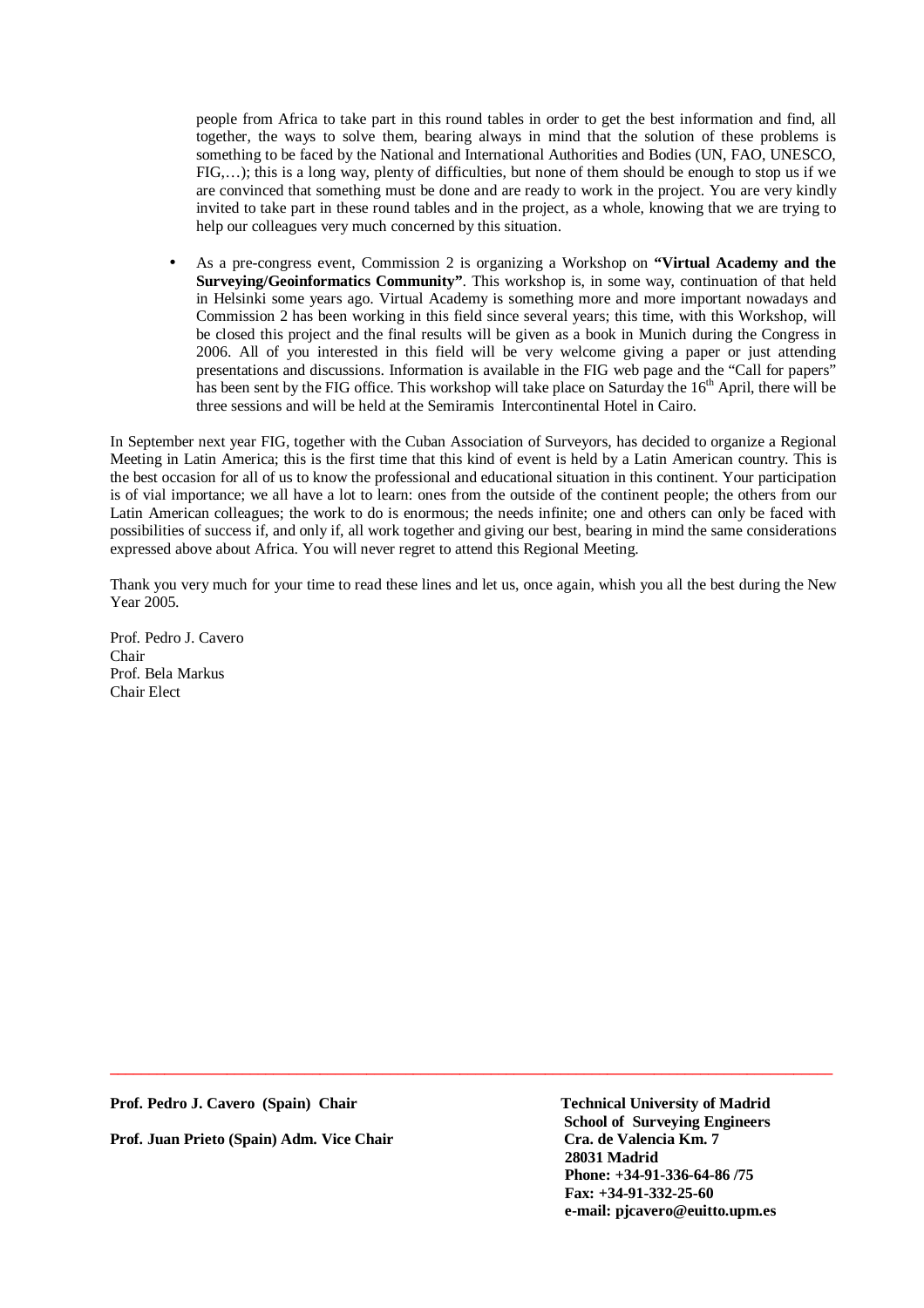people from Africa to take part in this round tables in order to get the best information and find, all together, the ways to solve them, bearing always in mind that the solution of these problems is something to be faced by the National and International Authorities and Bodies (UN, FAO, UNESCO, FIG,…); this is a long way, plenty of difficulties, but none of them should be enough to stop us if we are convinced that something must be done and are ready to work in the project. You are very kindly invited to take part in these round tables and in the project, as a whole, knowing that we are trying to help our colleagues very much concerned by this situation.

- As a pre-congress event, Commission 2 is organizing a Workshop on **"Virtual Academy and the Surveying/Geoinformatics Community"**. This workshop is, in some way, continuation of that held in Helsinki some years ago. Virtual Academy is something more and more important nowadays and Commission 2 has been working in this field since several years; this time, with this Workshop, will be closed this project and the final results will be given as a book in Munich during the Congress in 2006. All of you interested in this field will be very welcome giving a paper or just attending presentations and discussions. Information is available in the FIG web page and the "Call for papers" has been sent by the FIG office. This workshop will take place on Saturday the 16th April, there will be three sessions and will be held at the Semiramis Intercontinental Hotel in Cairo.

In September next year FIG, together with the Cuban Association of Surveyors, has decided to organize a Regional Meeting in Latin America; this is the first time that this kind of event is held by a Latin American country. This is the best occasion for all of us to know the professional and educational situation in this continent. Your participation is of vial importance; we all have a lot to learn: ones from the outside of the continent people; the others from our Latin American colleagues; the work to do is enormous; the needs infinite; one and others can only be faced with possibilities of success if, and only if, all work together and giving our best, bearing in mind the same considerations expressed above about Africa. You will never regret to attend this Regional Meeting.

Thank you very much for your time to read these lines and let us, once again, whish you all the best during the New Year 2005.

Prof. Pedro J. Cavero  
Chair  
Prof. Bela Markus  
Chair Elect

---

**Prof. Pedro J. Cavero (Spain) Chair**

**Prof. Juan Prieto (Spain) Adm. Vice Chair**

**Technical University of Madrid**  
**School of Surveying Engineers**  
**Cra. de Valencia Km. 7**  
**28031 Madrid**  
**Phone: +34-91-336-64-86 /75**  
**Fax: +34-91-332-25-60**  
**e-mail: pjcavero@euitto.upm.es**